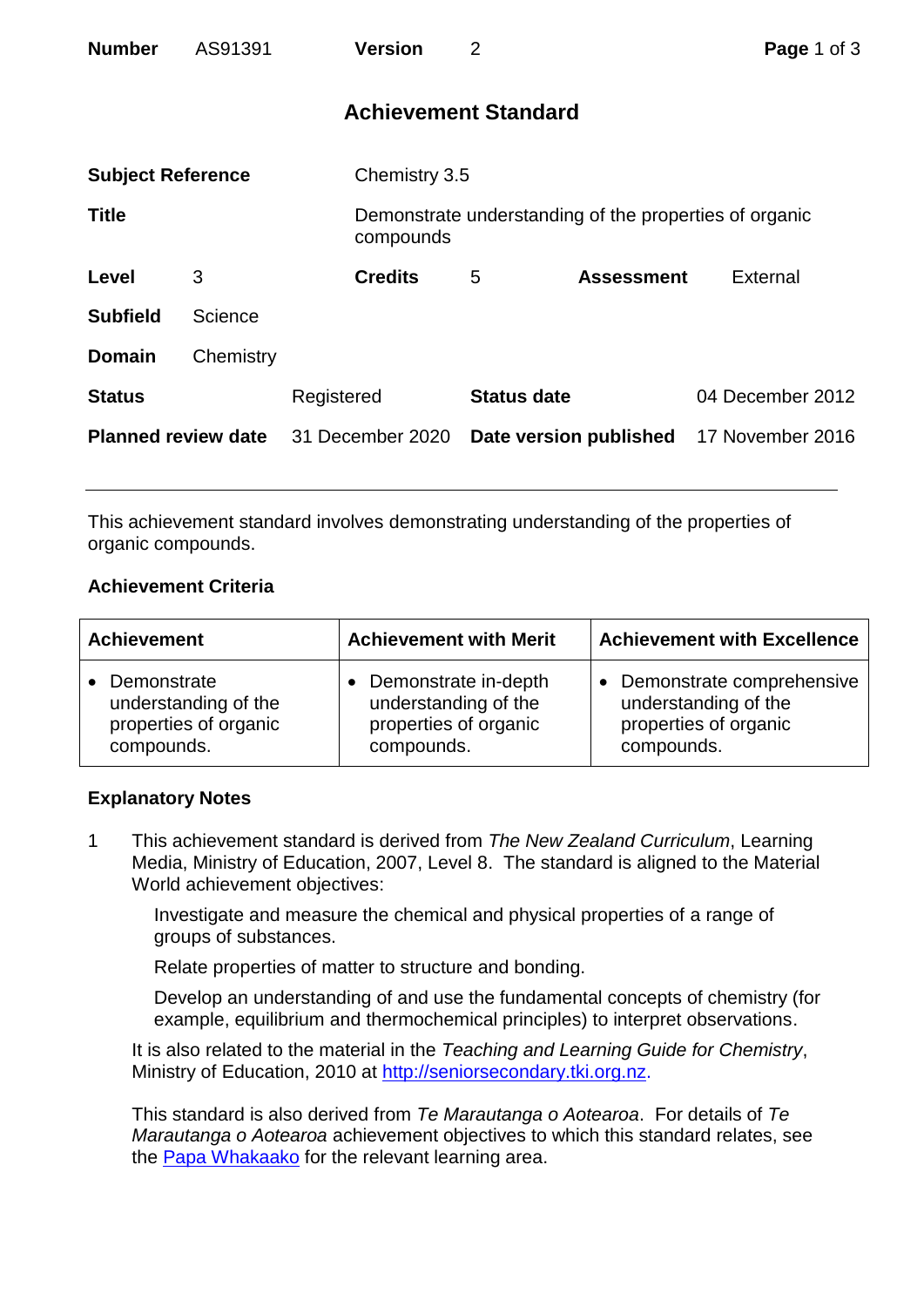| **Number** | AS91391 | **Version** | 2 |
|---|---|---|---|

# Achievement Standard

| | | | |
|---|---|---|---|
| **Subject Reference** | Chemistry 3.5 | | |
| **Title** | Demonstrate understanding of the properties of organic compounds | | |
| **Level** 3 | **Credits** 5 | **Assessment** | External |
| **Subfield** | Science | | |
| **Domain** | Chemistry | | |
| **Status** | Registered | **Status date** | 04 December 2012 |
| **Planned review date** | 31 December 2020 | **Date version published** | 17 November 2016 |

This achievement standard involves demonstrating understanding of the properties of organic compounds.

## Achievement Criteria

| Achievement | Achievement with Merit | Achievement with Excellence |
|---|---|---|
| • Demonstrate understanding of the properties of organic compounds. | • Demonstrate in-depth understanding of the properties of organic compounds. | • Demonstrate comprehensive understanding of the properties of organic compounds. |

## Explanatory Notes

1 This achievement standard is derived from *The New Zealand Curriculum*, Learning Media, Ministry of Education, 2007, Level 8. The standard is aligned to the Material World achievement objectives:

> Investigate and measure the chemical and physical properties of a range of groups of substances.
>
> Relate properties of matter to structure and bonding.
>
> Develop an understanding of and use the fundamental concepts of chemistry (for example, equilibrium and thermochemical principles) to interpret observations.

It is also related to the material in the *Teaching and Learning Guide for Chemistry*, Ministry of Education, 2010 at http://seniorsecondary.tki.org.nz.

This standard is also derived from *Te Marautanga o Aotearoa*. For details of *Te Marautanga o Aotearoa* achievement objectives to which this standard relates, see the Papa Whakaako for the relevant learning area.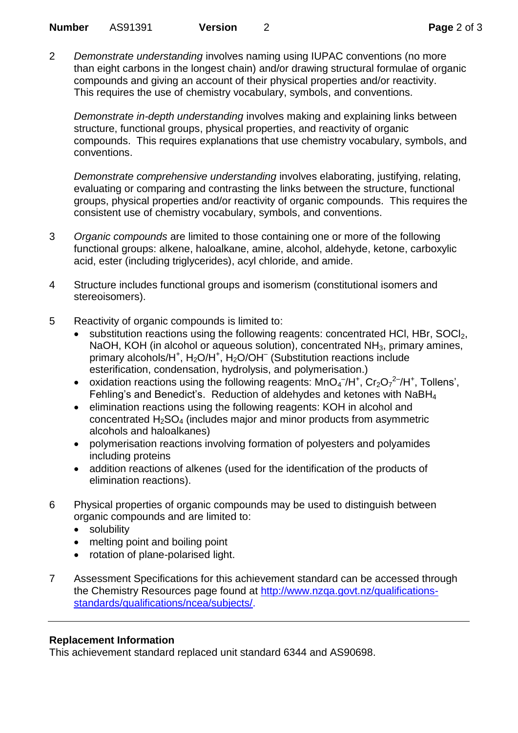2 *Demonstrate understanding* involves naming using IUPAC conventions (no more than eight carbons in the longest chain) and/or drawing structural formulae of organic compounds and giving an account of their physical properties and/or reactivity. This requires the use of chemistry vocabulary, symbols, and conventions.

*Demonstrate in-depth understanding* involves making and explaining links between structure, functional groups, physical properties, and reactivity of organic compounds. This requires explanations that use chemistry vocabulary, symbols, and conventions.

*Demonstrate comprehensive understanding* involves elaborating, justifying, relating, evaluating or comparing and contrasting the links between the structure, functional groups, physical properties and/or reactivity of organic compounds. This requires the consistent use of chemistry vocabulary, symbols, and conventions.

3 *Organic compounds* are limited to those containing one or more of the following functional groups: alkene, haloalkane, amine, alcohol, aldehyde, ketone, carboxylic acid, ester (including triglycerides), acyl chloride, and amide.

4 Structure includes functional groups and isomerism (constitutional isomers and stereoisomers).

5 Reactivity of organic compounds is limited to:
- substitution reactions using the following reagents: concentrated HCl, HBr, $SOCl_2$, NaOH, KOH (in alcohol or aqueous solution), concentrated $NH_3$, primary amines, primary alcohols/$H^+$, $H_2O/H^+$, $H_2O/OH^-$ (Substitution reactions include esterification, condensation, hydrolysis, and polymerisation.)
- oxidation reactions using the following reagents: $MnO_4^-/H^+$, $Cr_2O_7^{2-}/H^+$, Tollens', Fehling's and Benedict's. Reduction of aldehydes and ketones with $NaBH_4$
- elimination reactions using the following reagents: KOH in alcohol and concentrated $H_2SO_4$ (includes major and minor products from asymmetric alcohols and haloalkanes)
- polymerisation reactions involving formation of polyesters and polyamides including proteins
- addition reactions of alkenes (used for the identification of the products of elimination reactions).

6 Physical properties of organic compounds may be used to distinguish between organic compounds and are limited to:
- solubility
- melting point and boiling point
- rotation of plane-polarised light.

7 Assessment Specifications for this achievement standard can be accessed through the Chemistry Resources page found at http://www.nzqa.govt.nz/qualifications-standards/qualifications/ncea/subjects/.

---

**Replacement Information**

This achievement standard replaced unit standard 6344 and AS90698.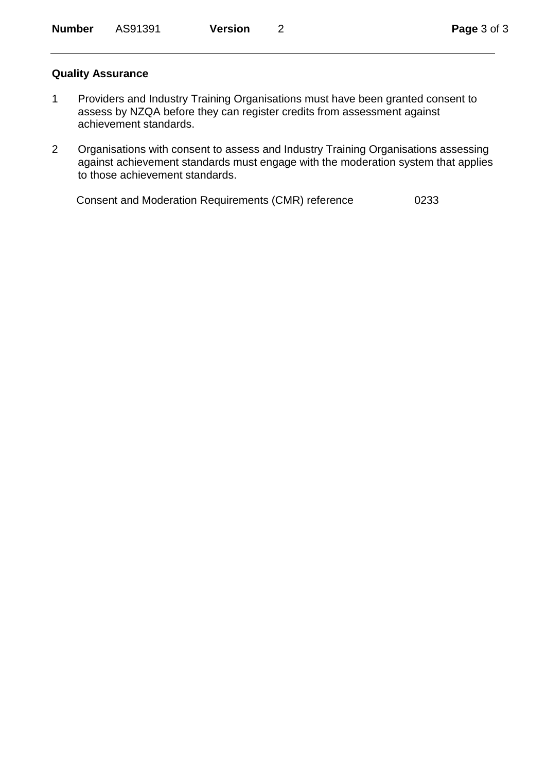**Quality Assurance**

1. Providers and Industry Training Organisations must have been granted consent to assess by NZQA before they can register credits from assessment against achievement standards.

2. Organisations with consent to assess and Industry Training Organisations assessing against achievement standards must engage with the moderation system that applies to those achievement standards.

| | |
|---|---|
| Consent and Moderation Requirements (CMR) reference | 0233 |